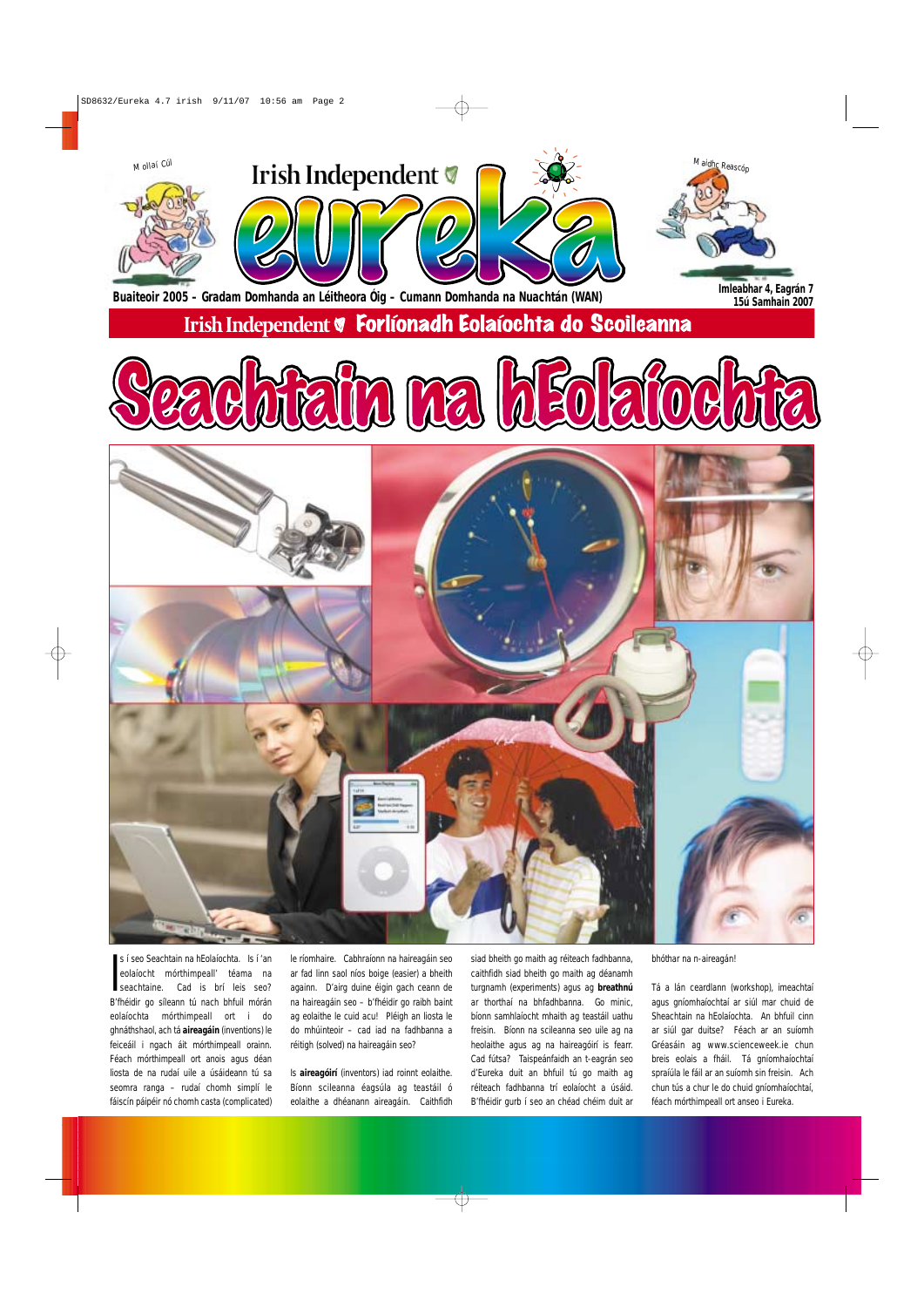Mollaí Cúl

Irish Independent

# eureka

Maidhc Reascóp

**Buaiteoir 2005 – Gradam Domhanda an Léitheora Óig – Cumann Domhanda na Nuachtán (WAN)**

**Imleabhar 4, Eagrán 7**
**15ú Samhain 2007**

**Irish Independent Forlíonadh Eolaíochta do Scoileanna**

# Seachtain na hEolaíochta

Is í seo Seachtain na hEolaíochta. Is í 'an eolaíocht mórthimpeall' téama na seachtaine. Cad is brí leis seo? B'fhéidir go síleann tú nach bhfuil mórán eolaíochta mórthimpeall ort i do ghnáthshaol, ach tá **aireagáin** (inventions) le feiceáil i ngach áit mórthimpeall orainn. Féach mórthimpeall ort anois agus déan liosta de na rudaí uile a úsáideann tú sa seomra ranga – rudaí chomh simplí le fáiscín páipéir nó chomh casta (complicated) le ríomhaire. Cabhraíonn na haireagáin seo ar fad linn saol níos boige (easier) a bheith againn. D'airg duine éigin gach ceann de na haireagáin seo – b'fhéidir go raibh baint ag eolaithe le cuid acu! Pléigh an liosta le do mhúinteoir – cad iad na fadhbanna a réitigh (solved) na haireagáin seo?

Is **aireagóirí** (inventors) iad roinnt eolaithe. Bíonn scileanna éagsúla ag teastáil ó eolaithe a dhéanann aireagáin. Caithfidh siad bheith go maith ag réiteach fadhbanna, caithfidh siad bheith go maith ag déanamh turgnamh (experiments) agus ag **breathnú** ar thorthaí na bhfadhbanna. Go minic, bíonn samhlaíocht mhaith ag teastáil uathu freisin. Bíonn na scileanna seo uile ag na heolaithe agus ag na haireagóirí is fearr. Cad fútsa? Taispeánfaidh an t-eagrán seo d'Eureka duit an bhfuil tú go maith ag réiteach fadhbanna trí eolaíocht a úsáid. B'fhéidir gurb í seo an chéad chéim duit ar bhóthar na n-aireagán!

Tá a lán ceardlann (workshop), imeachtaí agus gníomhaíochtaí ar siúl mar chuid de Sheachtain na hEolaíochta. An bhfuil cinn ar siúl gar duitse? Féach ar an suíomh Gréasáin ag www.scienceweek.ie chun breis eolais a fháil. Tá gníomhaíochtaí spraíúla le fáil ar an suíomh sin freisin. Ach chun tús a chur le do chuid gníomhaíochtaí, féach mórthimpeall ort anseo i Eureka.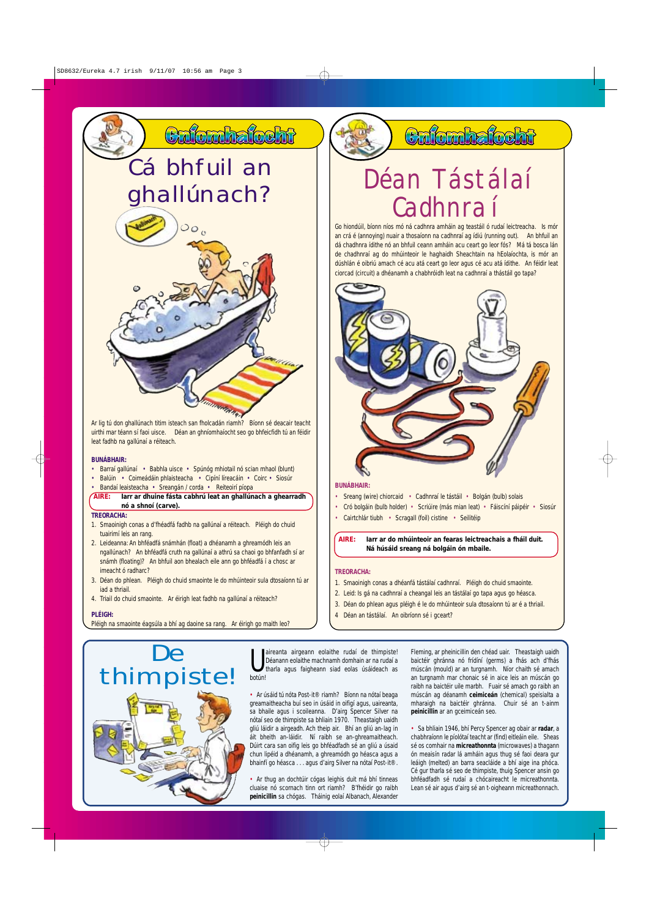## Gníomhaíocht

# Cá bhfuil an ghallúnach?

Ar lig tú don ghallúnach titim isteach san fholcadán riamh? Bíonn sé deacair teacht uirthi mar téann sí faoi uisce. Déan an ghníomhaíocht seo go bhfeicfidh tú an féidir leat fadhb na gallúnaí a réiteach.

**BUNÁBHAIR:**

- Barraí gallúnaí • Babhla uisce • Spúnóg mhiotail nó scian mhaol (blunt)
- Balúin • Coimeádáin phlaisteacha • Cipíní líreacáin • Coirc • Siosúr
- Bandaí leaisteacha • Sreangán / corda • Reiteoirí píopa

**AIRE: Iarr ar dhuine fásta cabhrú leat an ghallúnach a ghearradh nó a shnoí (carve).**

**TREORACHA:**

1. Smaoinigh conas a d'fhéadfá fadhb na gallúnaí a réiteach. Pléigh do chuid tuairimí leis an rang.
2. Leideanna: An bhféadfá snámhán (float) a dhéanamh a ghreamódh leis an ngallúnach? An bhféadfá cruth na gallúnaí a athrú sa chaoi go bhfanfadh sí ar snámh (floating)? An bhfuil aon bhealach eile ann go bhféadfá í a chosc ar imeacht ó radharc?
3. Déan do phlean. Pléigh do chuid smaointe le do mhúinteoir sula dtosaíonn tú ar iad a thriail.
4. Triail do chuid smaointe. Ar éirigh leat fadhb na gallúnaí a réiteach?

**PLÉIGH:**

Pléigh na smaointe éagsúla a bhí ag daoine sa rang. Ar éirigh go maith leo?

## Gníomhaíocht

# Déan Tástálaí Cadhnraí

Go hiondúil, bíonn níos mó ná cadhnra amháin ag teastáil ó rudaí leictreacha. Is mór an crá é (annoying) nuair a thosaíonn na cadhnraí ag ídiú (running out). An bhfuil an dá chadhnra ídithe nó an bhfuil ceann amháin acu ceart go leor fós? Má tá bosca lán de chadhnraí ag do mhúinteoir le haghaidh Sheachtain na hEolaíochta, is mór an dúshlán é oibriú amach cé acu atá ceart go leor agus cé acu atá ídithe. An féidir leat ciorcad (circuit) a dhéanamh a chabhróidh leat na cadhnraí a thástáil go tapa?

**BUNÁBHAIR:**

- Sreang (wire) chiorcaid • Cadhnraí le tástáil • Bolgán (bulb) solais
- Cró bolgáin (bulb holder) • Scriúire (más mian leat) • Fáiscíní páipéir • Siosúr
- Cairtchlár tiubh • Scragall (foil) cistine • Seilitéip

**AIRE: Iarr ar do mhúinteoir an fearas leictreachais a fháil duit. Ná húsáid sreang ná bolgáin ón mbaile.**

**TREORACHA:**

1. Smaoinigh conas a dhéanfá tástálaí cadhnraí. Pléigh do chuid smaointe.
2. Leid: Is gá na cadhnraí a cheangal leis an tástálaí go tapa agus go héasca.
3. Déan do phlean agus pléigh é le do mhúinteoir sula dtosaíonn tú ar é a thriail.
4. Déan an tástálaí. An oibríonn sé i gceart?

# De thimpiste!

Uaireanta airgeann eolaithe rudaí de thimpiste! Déanann eolaithe machnamh domhain ar na rudaí a tharla agus faigheann siad eolas úsáideach as botún!

• Ar úsáid tú nóta Post-it® riamh? Bíonn na nótaí beaga greamaitheacha buí seo in úsáid in oifigí agus, uaireanta, sa bhaile agus i scoileanna. D'airg Spencer Silver na nótaí seo de thimpiste sa bhliain 1970. Theastaigh uaidh gliú láidir a airgeadh. Ach theip air. Bhí an gliú an-lag in áit bheith an-láidir. Ní raibh se an-ghreamaitheach. Dúirt cara san oifig leis go bhféadfadh sé an gliú a úsáid chun lipéid a dhéanamh, a ghreamódh go héasca agus a bhainfí go héasca . . . agus d'airg Silver na nótaí Post-it®.

• Ar thug an dochtúir cógas leighis duit má bhí tinneas cluaise nó scornach tinn ort riamh? B'fhéidir go raibh **peinicillin** sa chógas. Tháinig eolaí Albanach, Alexander Fleming, ar pheinicillin den chéad uair. Theastaigh uaidh baictéir ghránna nó frídíní (germs) a fhás ach d'fhás múscán (mould) ar an turgnamh. Níor chaith sé amach an turgnamh mar chonaic sé in aice leis an múscán go raibh na baictéir uile marbh. Fuair sé amach go raibh an múscán ag déanamh **ceimiceán** (chemical) speisialta a mharaigh na baictéir ghránna. Chuir sé an t-ainm **peinicillin** ar an gceimiceán seo.

• Sa bhliain 1946, bhí Percy Spencer ag obair ar **radar**, a chabhraíonn le píolótaí teacht ar (find) eitleáin eile. Sheas sé os comhair na **micreathonnta** (microwaves) a thagann ón meaisín radar lá amháin agus thug sé faoi deara gur leáigh (melted) an barra seacláide a bhí aige ina phóca. Cé gur tharla sé seo de thimpiste, thuig Spencer ansin go bhféadfadh sé rudaí a chócaireacht le micreathonnta. Lean sé air agus d'airg sé an t-oigheann micreathonnach.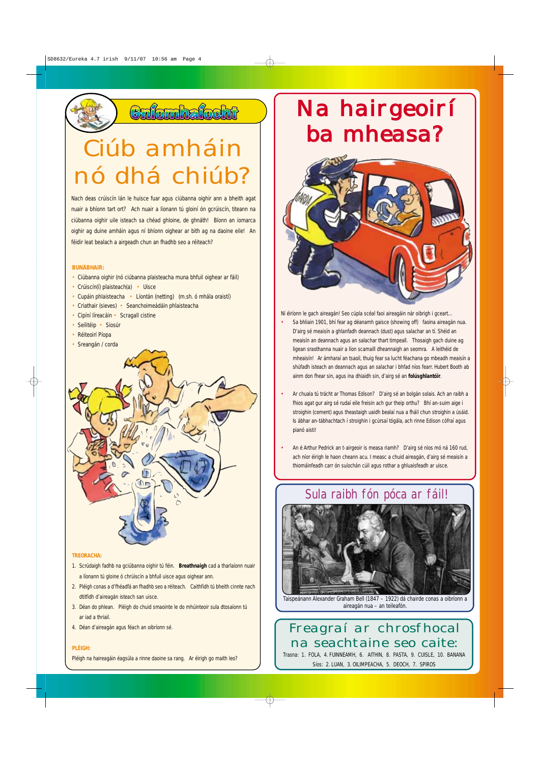## Gníomhaíocht

# Ciúb amháin nó dhá chiúb?

Nach deas crúiscín lán le huisce fuar agus ciúbanna oighir ann a bheith agat nuair a bhíonn tart ort? Ach nuair a líonann tú gloiní ón gcrúiscín, titeann na ciúbanna oighir uile isteach sa chéad ghloine, de ghnáth! Bíonn an iomarca oighir ag duine amháin agus ní bhíonn oighear ar bith ag na daoine eile! An féidir leat bealach a airgeadh chun an fhadhb seo a réiteach?

**BUNÁBHAIR:**

- Ciúbanna oighir (nó ciúbanna plaisteacha muna bhfuil oighear ar fáil)
- Crúiscín(í) plaisteach(a)
- Uisce
- Cupáin phlaisteacha
- Líontán (netting) (m.sh. ó mhála oraistí)
- Criathair (sieves)
- Seanchoimeádáin phlaisteacha
- Cipíní líreacáin
- Scragall cistine
- Seilitéip
- Siosúr
- Réiteoirí Píopa
- Sreangán / corda

**TREORACHA:**

1. Scrúdaigh fadhb na gciúbanna oighir tú féin. **Breathnaigh** cad a tharlaíonn nuair a líonann tú gloine ó chrúiscín a bhfuil uisce agus oighear ann.
2. Pléigh conas a d'fhéadfá an fhadhb seo a réiteach. Caithfidh tú bheith cinnte nach dtitfidh d'aireagán isteach san uisce.
3. Déan do phlean. Pléigh do chuid smaointe le do mhúinteoir sula dtosaíonn tú ar iad a thriail.
4. Déan d'aireagán agus féach an oibríonn sé.

**PLÉIGH:**

Pléigh na haireagáin éagsúla a rinne daoine sa rang. Ar éirigh go maith leo?

# Na hairgeoirí ba mheasa?

Ní éiríonn le gach aireagán! Seo cúpla scéal faoi aireagáin nár oibrigh i gceart...

- Sa bhliain 1901, bhí fear ag déanamh gaisce (showing off) faoina aireagán nua. D'airg sé meaisín a ghlanfadh deannach (dust) agus salachar an tí. Shéid an meaisín an deannach agus an salachar thart timpeall. Thosaigh gach duine ag ligean sraothanna nuair a líon scamaill dheannaigh an seomra. A leithéid de mheaisín! Ar ámharaí an tsaoil, thuig fear sa lucht féachana go mbeadh meaisín a shúfadh isteach an deannach agus an salachar i bhfad níos fearr. Hubert Booth ab ainm don fhear sin, agus ina dhiaidh sin, d'airg sé an **folúsghlantóir**.

- Ar chuala tú trácht ar Thomas Edison? D'airg sé an bolgán solais. Ach an raibh a fhios agat gur airg sé rudaí eile freisin ach gur theip orthu? Bhí an-suim aige i stroighin (cement) agus theastaigh uaidh bealaí nua a fháil chun stroighin a úsáid. Is ábhar an-tábhachtach í stroighin i gcúrsaí tógála, ach rinne Edison cófraí agus pianó aisti!

- An é Arthur Pedrick an t-airgeoir is measa riamh? D'airg sé níos mó ná 160 rud, ach níor éirigh le haon cheann acu. I measc a chuid aireagán, d'airg sé meaisín a thiomáinfeadh carr ón suíochán cúil agus rothar a ghluaisfeadh ar uisce.

## Sula raibh fón póca ar fáil!

Taispeánann Alexander Graham Bell (1847 – 1922) dá chairde conas a oibríonn a aireagán nua – an teileafón.

## Freagraí ar chrosfhocal na seachtaine seo caite:

Trasna: 1. FOLA, 4. FUINNEAMH, 6. AITHIN, 8. PASTA, 9. CUISLE, 10. BANANA

Síos: 2. LUAN, 3. OILIMPEACHA, 5. DEOCH, 7. SPIROS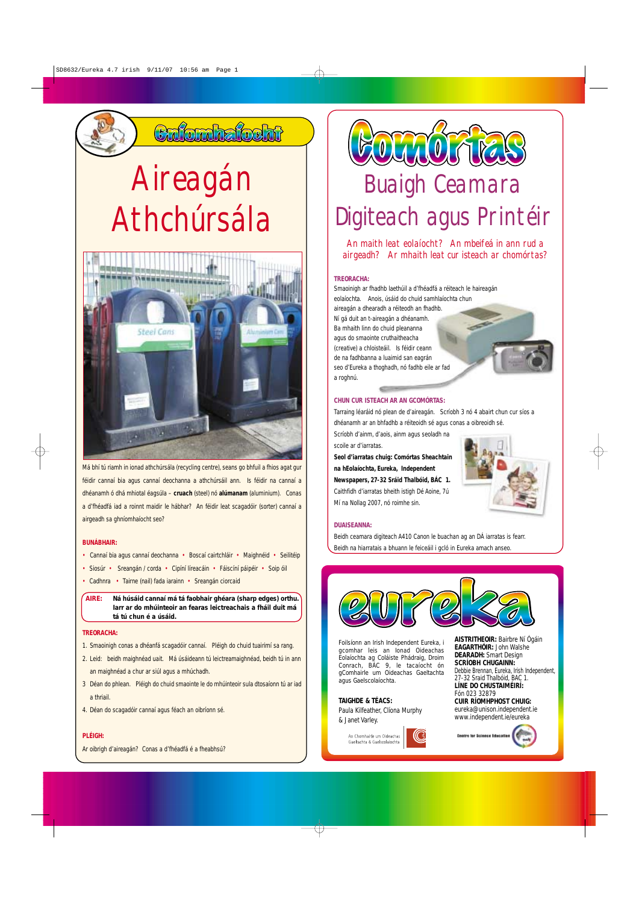## Gníomhaíocht

# Aireagán Athchúrsála

Má bhí tú riamh in ionad athchúrsála (recycling centre), seans go bhfuil a fhios agat gur féidir cannaí bia agus cannaí deochanna a athchúrsáil ann. Is féidir na cannaí a dhéanamh ó dhá mhiotal éagsúla – **cruach** (steel) nó **alúmanam** (aluminium). Conas a d'fhéadfá iad a roinnt maidir le hábhar? An féidir leat scagadóir (sorter) cannaí a airgeadh sa ghníomhaíocht seo?

### BUNÁBHAIR:

- Cannaí bia agus cannaí deochanna • Boscaí cairtchláir • Maighnéid • Seilitéip
- Siosúr • Sreangán / corda • Cipíní líreacáin • Fáiscíní páipéir • Soip óil
- Cadhnra • Tairne (nail) fada iarainn • Sreangán ciorcaid

**AIRE:** **Ná húsáid cannaí má tá faobhair ghéara (sharp edges) orthu. Iarr ar do mhúinteoir an fearas leictreachais a fháil duit má tá tú chun é a úsáid.**

### TREORACHA:

1. Smaoinigh conas a dhéanfá scagadóir cannaí. Pléigh do chuid tuairimí sa rang.
2. Leid: beidh maighnéad uait. Má úsáideann tú leictreamaighnéad, beidh tú in ann an maighnéad a chur ar siúl agus a mhúchadh.
3. Déan do phlean. Pléigh do chuid smaointe le do mhúinteoir sula dtosaíonn tú ar iad a thriail.
4. Déan do scagadóir cannaí agus féach an oibríonn sé.

### PLÉIGH:

Ar oibrigh d'aireagán? Conas a d'fhéadfá é a fheabhsú?

## Comórtas

# Buaigh Ceamara Digiteach agus Printéir

An maith leat eolaíocht? An mbeifeá in ann rud a airgeadh? Ar mhaith leat cur isteach ar chomórtas?

### TREORACHA:

Smaoinigh ar fhadhb laethúil a d'fhéadfá a réiteach le haireagán eolaíochta. Anois, úsáid do chuid samhlaíochta chun aireagán a dhearadh a réiteodh an fhadhb. Ní gá duit an t-aireagán a dhéanamh. Ba mhaith linn do chuid pleananna agus do smaointe cruthaitheacha (creative) a chloisteáil. Is féidir ceann de na fadhbanna a luaimid san eagrán seo d'Eureka a thoghadh, nó fadhb eile ar fad a roghnú.

### CHUN CUR ISTEACH AR AN GCOMÓRTAS:

Tarraing léaráid nó plean de d'aireagán. Scríobh 3 nó 4 abairt chun cur síos a dhéanamh ar an bhfadhb a réiteoidh sé agus conas a oibreoidh sé.

Scríobh d'ainm, d'aois, ainm agus seoladh na scoile ar d'iarratas.

**Seol d'iarratas chuig: Comórtas Sheachtain na hEolaíochta, Eureka, Independent Newspapers, 27-32 Sráid Thalbóid, BÁC 1.**

Caithfidh d'iarratas bheith istigh Dé Aoine, 7ú Mí na Nollag 2007, nó roimhe sin.

### DUAISEANNA:

Beidh ceamara digiteach A410 Canon le buachan ag an DÁ iarratas is fearr.

Beidh na hiarratais a bhuann le feiceáil i gcló in Eureka amach anseo.

## eureka

Foilsíonn an Irish Independent Eureka, i gcomhar leis an Ionad Oideachas Eolaíochta ag Coláiste Phádraig, Droim Conrach, BÁC 9, le tacaíocht ón gComhairle um Oideachas Gaeltachta agus Gaelscolaíochta.

**TAIGHDE & TÉACS:**
Paula Kilfeather, Clíona Murphy & Janet Varley.

**AISTRITHEOIR:** Bairbre Ní Ógáin
**EAGARTHÓIR:** John Walshe
**DEARADH:** Smart Design
**SCRÍOBH CHUGAINN:**
Debbie Brennan, Eureka, Irish Independent, 27-32 Sraid Thalbóid, BÁC 1.
**LÍNE DO CHUSTAIMÉIRÍ:**
Fón 023 32879
**CUIR RÍOMHPHOST CHUIG:**
eureka@unison.independent.ie
www.independent.ie/eureka

An Chomhairle um Oideachas Gaeltachta & Gaelscolaíochta

Centre for Science Education